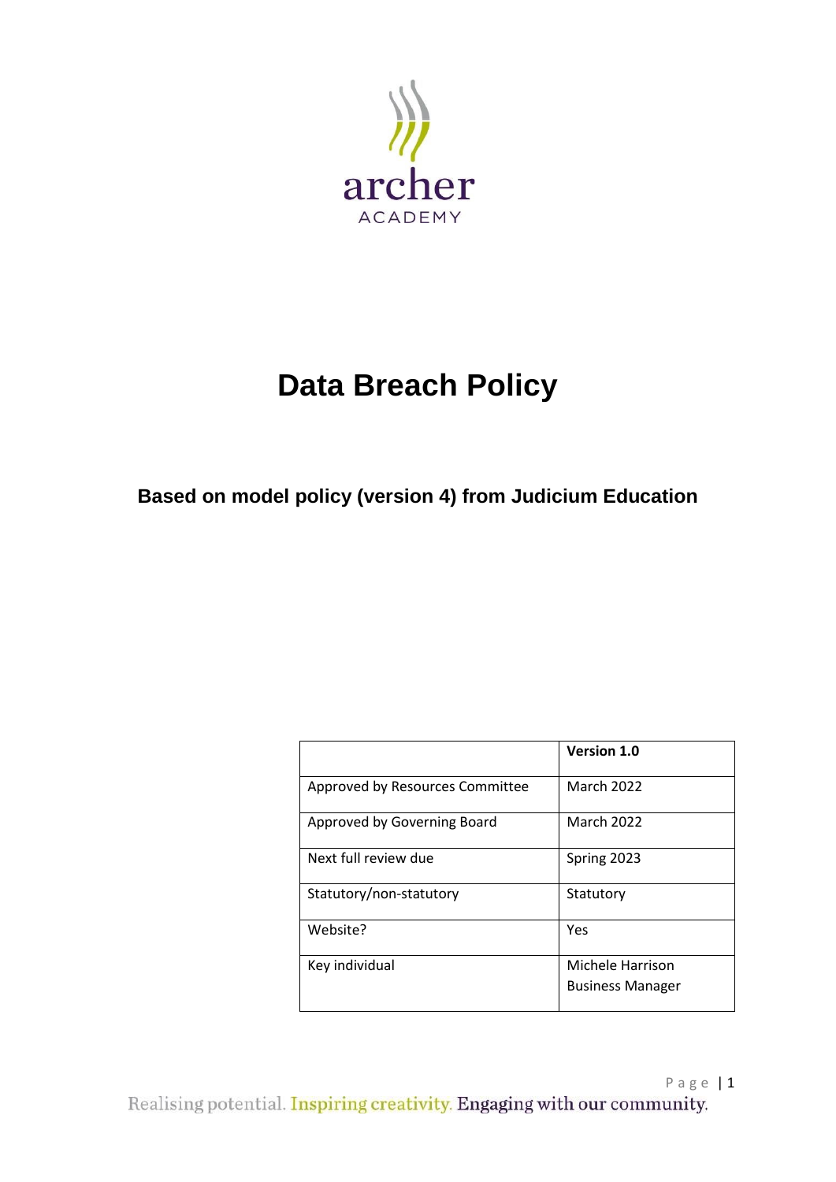archer

ACADEMY

# Data Breach Policy

## Based on model policy (version 4) from Judicium Education

| | **Version 1.0** |
|---|---|
| Approved by Resources Committee | March 2022 |
| Approved by Governing Board | March 2022 |
| Next full review due | Spring 2023 |
| Statutory/non-statutory | Statutory |
| Website? | Yes |
| Key individual | Michele Harrison<br>Business Manager |

Realising potential. Inspiring creativity. Engaging with our community.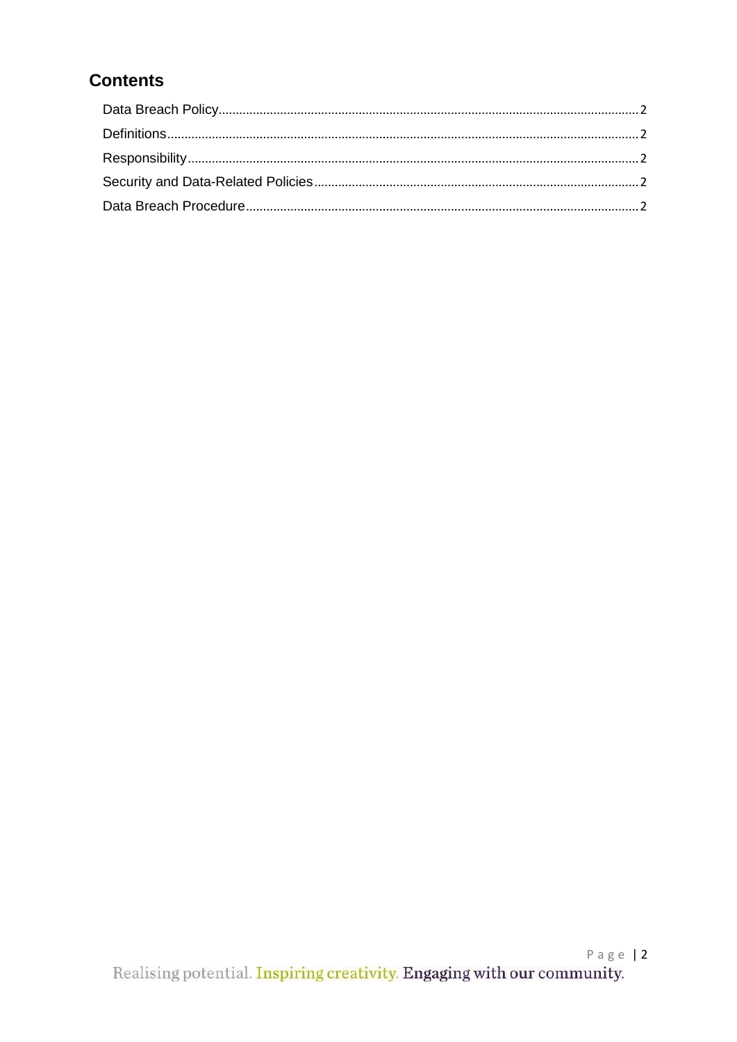## Contents

Data Breach Policy.......................................................................................................................... 2

Definitions........................................................................................................................................ 2

Responsibility.................................................................................................................................. 2

Security and Data-Related Policies.............................................................................................. 2

Data Breach Procedure.................................................................................................................. 2

Realising potential. Inspiring creativity. Engaging with our community.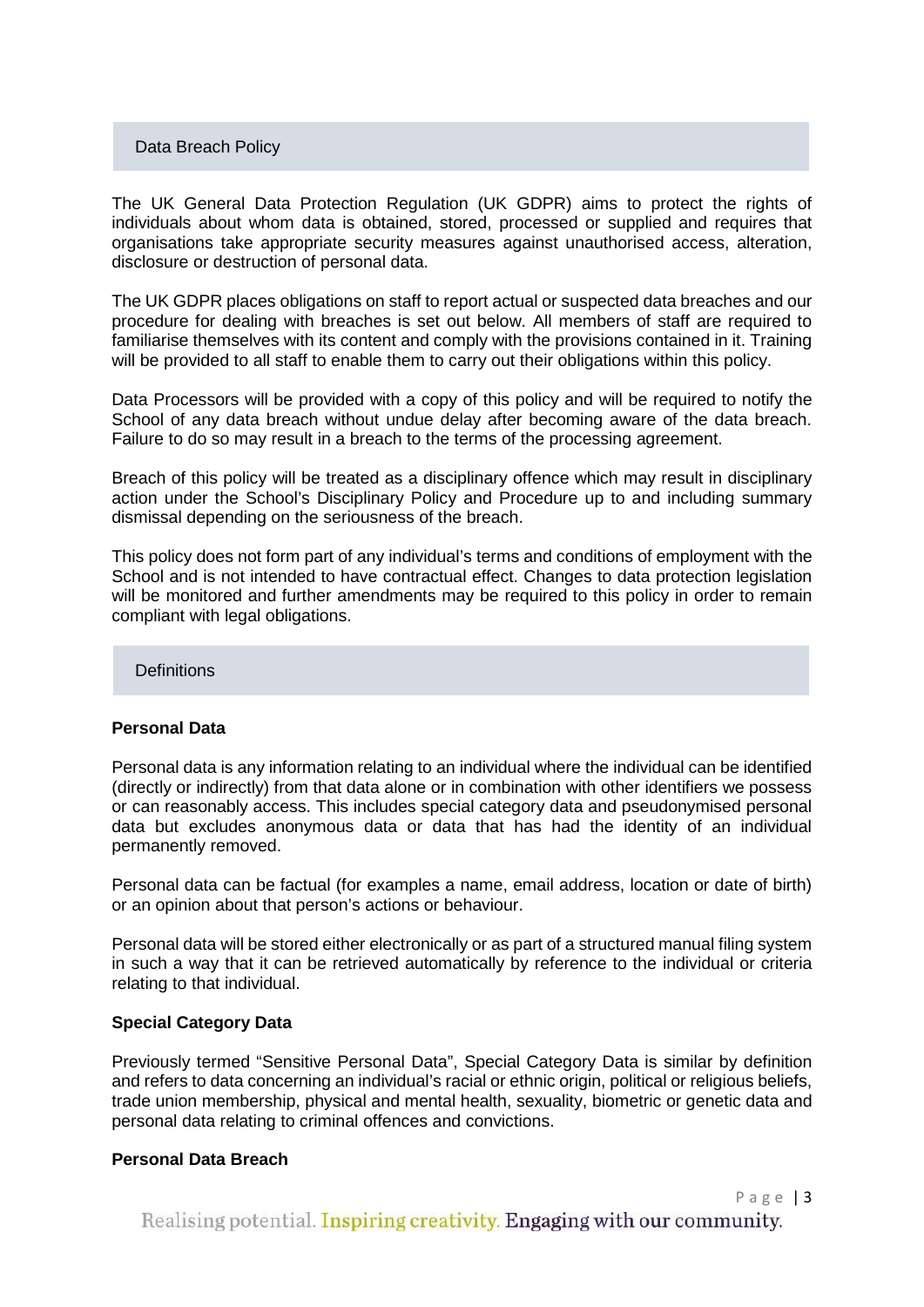## Data Breach Policy

The UK General Data Protection Regulation (UK GDPR) aims to protect the rights of individuals about whom data is obtained, stored, processed or supplied and requires that organisations take appropriate security measures against unauthorised access, alteration, disclosure or destruction of personal data.

The UK GDPR places obligations on staff to report actual or suspected data breaches and our procedure for dealing with breaches is set out below. All members of staff are required to familiarise themselves with its content and comply with the provisions contained in it. Training will be provided to all staff to enable them to carry out their obligations within this policy.

Data Processors will be provided with a copy of this policy and will be required to notify the School of any data breach without undue delay after becoming aware of the data breach. Failure to do so may result in a breach to the terms of the processing agreement.

Breach of this policy will be treated as a disciplinary offence which may result in disciplinary action under the School's Disciplinary Policy and Procedure up to and including summary dismissal depending on the seriousness of the breach.

This policy does not form part of any individual's terms and conditions of employment with the School and is not intended to have contractual effect. Changes to data protection legislation will be monitored and further amendments may be required to this policy in order to remain compliant with legal obligations.

## Definitions

**Personal Data**

Personal data is any information relating to an individual where the individual can be identified (directly or indirectly) from that data alone or in combination with other identifiers we possess or can reasonably access. This includes special category data and pseudonymised personal data but excludes anonymous data or data that has had the identity of an individual permanently removed.

Personal data can be factual (for examples a name, email address, location or date of birth) or an opinion about that person's actions or behaviour.

Personal data will be stored either electronically or as part of a structured manual filing system in such a way that it can be retrieved automatically by reference to the individual or criteria relating to that individual.

**Special Category Data**

Previously termed "Sensitive Personal Data", Special Category Data is similar by definition and refers to data concerning an individual's racial or ethnic origin, political or religious beliefs, trade union membership, physical and mental health, sexuality, biometric or genetic data and personal data relating to criminal offences and convictions.

**Personal Data Breach**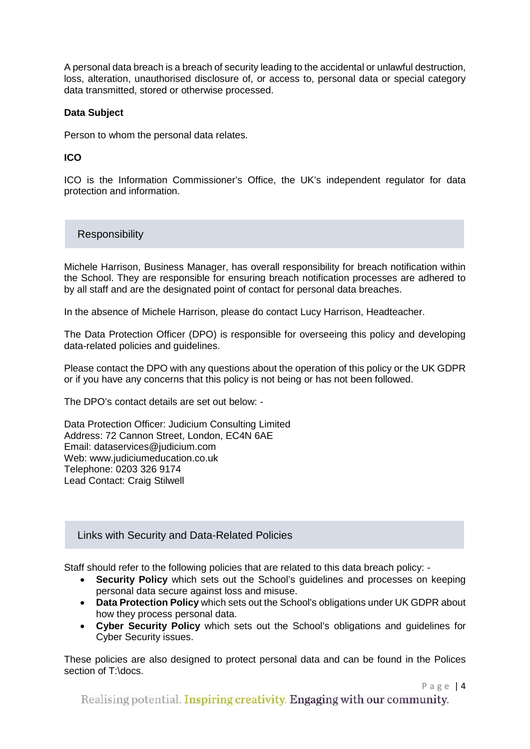A personal data breach is a breach of security leading to the accidental or unlawful destruction, loss, alteration, unauthorised disclosure of, or access to, personal data or special category data transmitted, stored or otherwise processed.

**Data Subject**

Person to whom the personal data relates.

**ICO**

ICO is the Information Commissioner's Office, the UK's independent regulator for data protection and information.

## Responsibility

Michele Harrison, Business Manager, has overall responsibility for breach notification within the School. They are responsible for ensuring breach notification processes are adhered to by all staff and are the designated point of contact for personal data breaches.

In the absence of Michele Harrison, please do contact Lucy Harrison, Headteacher.

The Data Protection Officer (DPO) is responsible for overseeing this policy and developing data-related policies and guidelines.

Please contact the DPO with any questions about the operation of this policy or the UK GDPR or if you have any concerns that this policy is not being or has not been followed.

The DPO's contact details are set out below: -

Data Protection Officer: Judicium Consulting Limited
Address: 72 Cannon Street, London, EC4N 6AE
Email: dataservices@judicium.com
Web: www.judiciumeducation.co.uk
Telephone: 0203 326 9174
Lead Contact: Craig Stilwell

## Links with Security and Data-Related Policies

Staff should refer to the following policies that are related to this data breach policy: -

- **Security Policy** which sets out the School's guidelines and processes on keeping personal data secure against loss and misuse.
- **Data Protection Policy** which sets out the School's obligations under UK GDPR about how they process personal data.
- **Cyber Security Policy** which sets out the School's obligations and guidelines for Cyber Security issues.

These policies are also designed to protect personal data and can be found in the Polices section of T:\docs.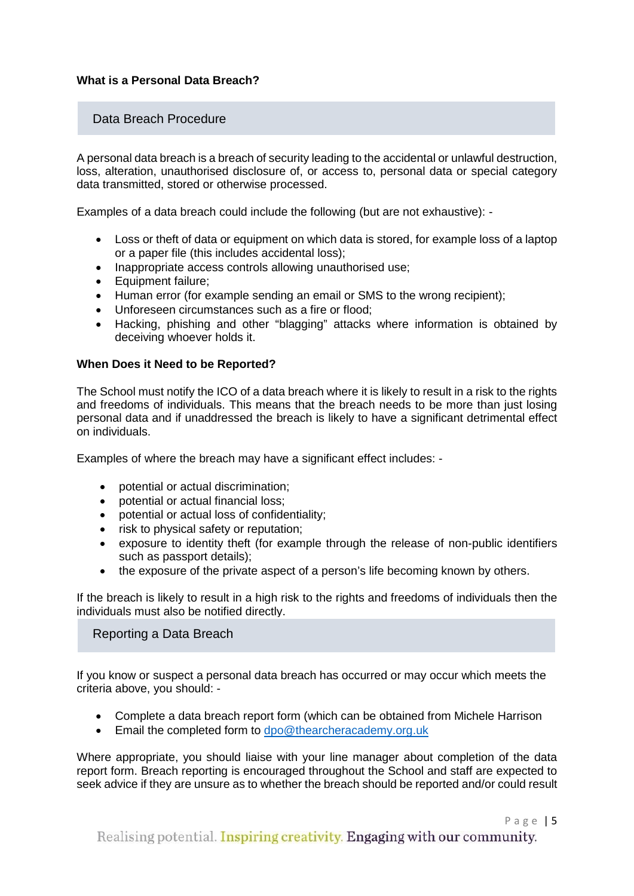**What is a Personal Data Breach?**

## Data Breach Procedure

A personal data breach is a breach of security leading to the accidental or unlawful destruction, loss, alteration, unauthorised disclosure of, or access to, personal data or special category data transmitted, stored or otherwise processed.

Examples of a data breach could include the following (but are not exhaustive): -

- Loss or theft of data or equipment on which data is stored, for example loss of a laptop or a paper file (this includes accidental loss);
- Inappropriate access controls allowing unauthorised use;
- Equipment failure;
- Human error (for example sending an email or SMS to the wrong recipient);
- Unforeseen circumstances such as a fire or flood;
- Hacking, phishing and other "blagging" attacks where information is obtained by deceiving whoever holds it.

**When Does it Need to be Reported?**

The School must notify the ICO of a data breach where it is likely to result in a risk to the rights and freedoms of individuals. This means that the breach needs to be more than just losing personal data and if unaddressed the breach is likely to have a significant detrimental effect on individuals.

Examples of where the breach may have a significant effect includes: -

- potential or actual discrimination;
- potential or actual financial loss;
- potential or actual loss of confidentiality;
- risk to physical safety or reputation;
- exposure to identity theft (for example through the release of non-public identifiers such as passport details);
- the exposure of the private aspect of a person's life becoming known by others.

If the breach is likely to result in a high risk to the rights and freedoms of individuals then the individuals must also be notified directly.

## Reporting a Data Breach

If you know or suspect a personal data breach has occurred or may occur which meets the criteria above, you should: -

- Complete a data breach report form (which can be obtained from Michele Harrison
- Email the completed form to dpo@thearcheracademy.org.uk

Where appropriate, you should liaise with your line manager about completion of the data report form. Breach reporting is encouraged throughout the School and staff are expected to seek advice if they are unsure as to whether the breach should be reported and/or could result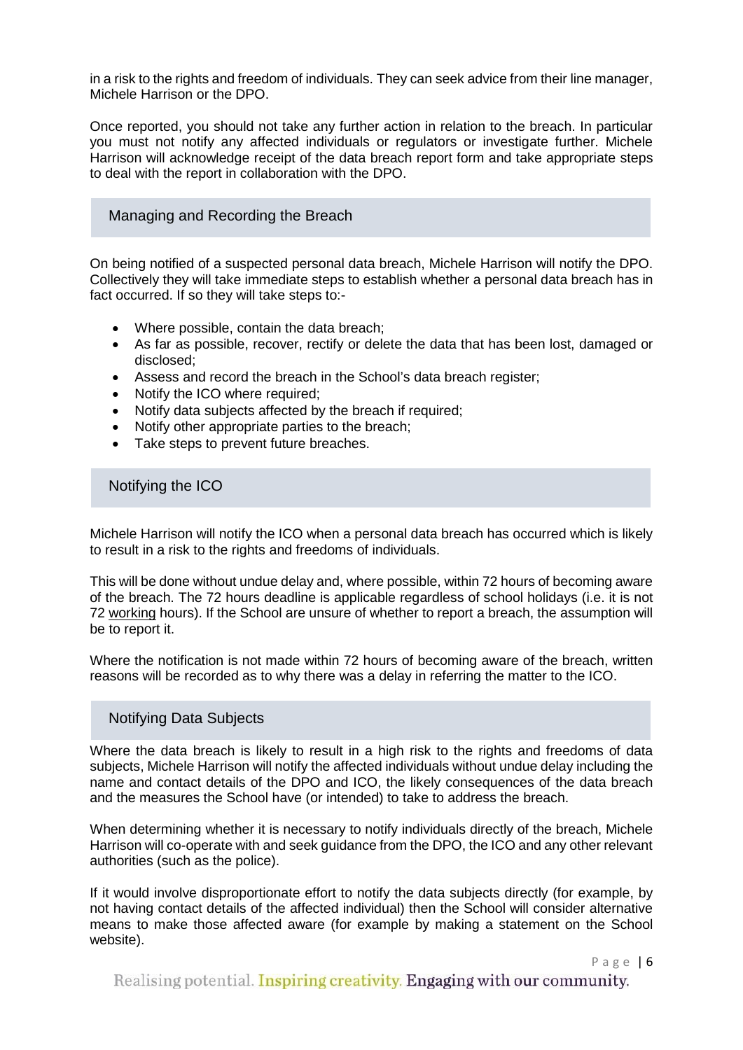in a risk to the rights and freedom of individuals. They can seek advice from their line manager, Michele Harrison or the DPO.

Once reported, you should not take any further action in relation to the breach. In particular you must not notify any affected individuals or regulators or investigate further. Michele Harrison will acknowledge receipt of the data breach report form and take appropriate steps to deal with the report in collaboration with the DPO.

## Managing and Recording the Breach

On being notified of a suspected personal data breach, Michele Harrison will notify the DPO. Collectively they will take immediate steps to establish whether a personal data breach has in fact occurred. If so they will take steps to:-

- Where possible, contain the data breach;
- As far as possible, recover, rectify or delete the data that has been lost, damaged or disclosed;
- Assess and record the breach in the School's data breach register;
- Notify the ICO where required;
- Notify data subjects affected by the breach if required;
- Notify other appropriate parties to the breach;
- Take steps to prevent future breaches.

## Notifying the ICO

Michele Harrison will notify the ICO when a personal data breach has occurred which is likely to result in a risk to the rights and freedoms of individuals.

This will be done without undue delay and, where possible, within 72 hours of becoming aware of the breach. The 72 hours deadline is applicable regardless of school holidays (i.e. it is not 72 working hours). If the School are unsure of whether to report a breach, the assumption will be to report it.

Where the notification is not made within 72 hours of becoming aware of the breach, written reasons will be recorded as to why there was a delay in referring the matter to the ICO.

## Notifying Data Subjects

Where the data breach is likely to result in a high risk to the rights and freedoms of data subjects, Michele Harrison will notify the affected individuals without undue delay including the name and contact details of the DPO and ICO, the likely consequences of the data breach and the measures the School have (or intended) to take to address the breach.

When determining whether it is necessary to notify individuals directly of the breach, Michele Harrison will co-operate with and seek guidance from the DPO, the ICO and any other relevant authorities (such as the police).

If it would involve disproportionate effort to notify the data subjects directly (for example, by not having contact details of the affected individual) then the School will consider alternative means to make those affected aware (for example by making a statement on the School website).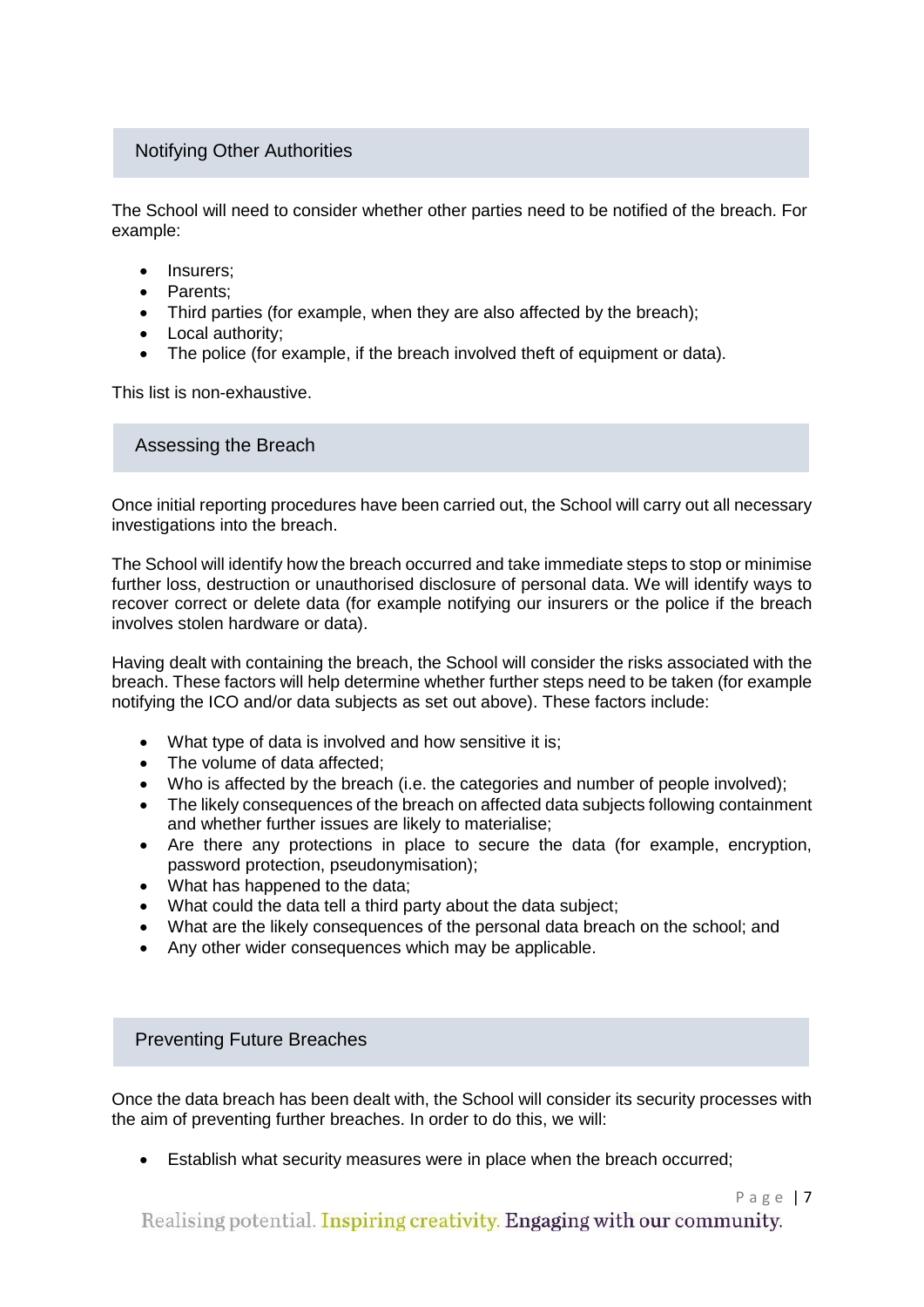## Notifying Other Authorities

The School will need to consider whether other parties need to be notified of the breach. For example:

- Insurers;
- Parents;
- Third parties (for example, when they are also affected by the breach);
- Local authority;
- The police (for example, if the breach involved theft of equipment or data).

This list is non-exhaustive.

## Assessing the Breach

Once initial reporting procedures have been carried out, the School will carry out all necessary investigations into the breach.

The School will identify how the breach occurred and take immediate steps to stop or minimise further loss, destruction or unauthorised disclosure of personal data. We will identify ways to recover correct or delete data (for example notifying our insurers or the police if the breach involves stolen hardware or data).

Having dealt with containing the breach, the School will consider the risks associated with the breach. These factors will help determine whether further steps need to be taken (for example notifying the ICO and/or data subjects as set out above). These factors include:

- What type of data is involved and how sensitive it is;
- The volume of data affected;
- Who is affected by the breach (i.e. the categories and number of people involved);
- The likely consequences of the breach on affected data subjects following containment and whether further issues are likely to materialise;
- Are there any protections in place to secure the data (for example, encryption, password protection, pseudonymisation);
- What has happened to the data;
- What could the data tell a third party about the data subject;
- What are the likely consequences of the personal data breach on the school; and
- Any other wider consequences which may be applicable.

## Preventing Future Breaches

Once the data breach has been dealt with, the School will consider its security processes with the aim of preventing further breaches. In order to do this, we will:

- Establish what security measures were in place when the breach occurred;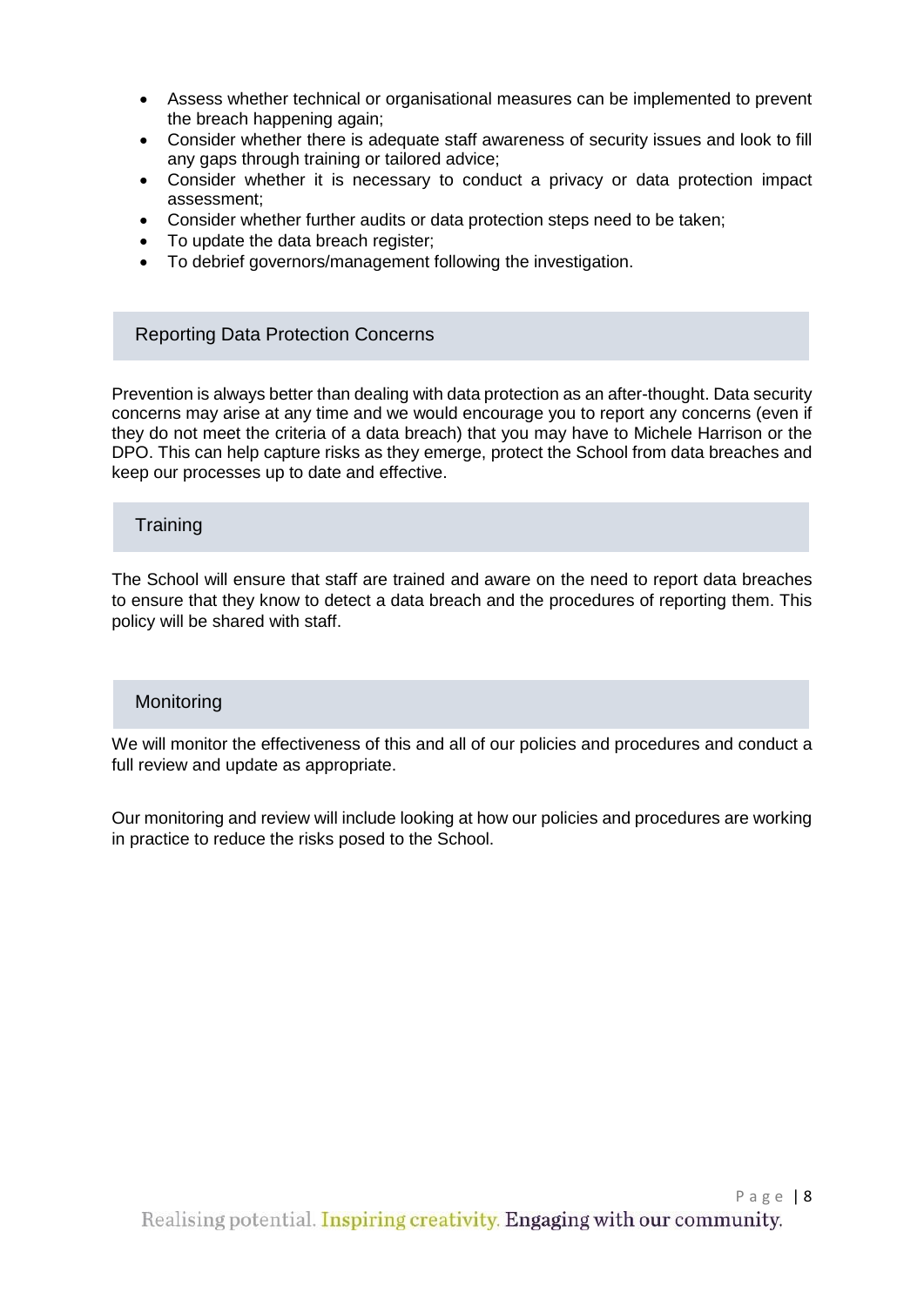- Assess whether technical or organisational measures can be implemented to prevent the breach happening again;
- Consider whether there is adequate staff awareness of security issues and look to fill any gaps through training or tailored advice;
- Consider whether it is necessary to conduct a privacy or data protection impact assessment;
- Consider whether further audits or data protection steps need to be taken;
- To update the data breach register;
- To debrief governors/management following the investigation.

## Reporting Data Protection Concerns

Prevention is always better than dealing with data protection as an after-thought. Data security concerns may arise at any time and we would encourage you to report any concerns (even if they do not meet the criteria of a data breach) that you may have to Michele Harrison or the DPO. This can help capture risks as they emerge, protect the School from data breaches and keep our processes up to date and effective.

## Training

The School will ensure that staff are trained and aware on the need to report data breaches to ensure that they know to detect a data breach and the procedures of reporting them. This policy will be shared with staff.

## Monitoring

We will monitor the effectiveness of this and all of our policies and procedures and conduct a full review and update as appropriate.

Our monitoring and review will include looking at how our policies and procedures are working in practice to reduce the risks posed to the School.